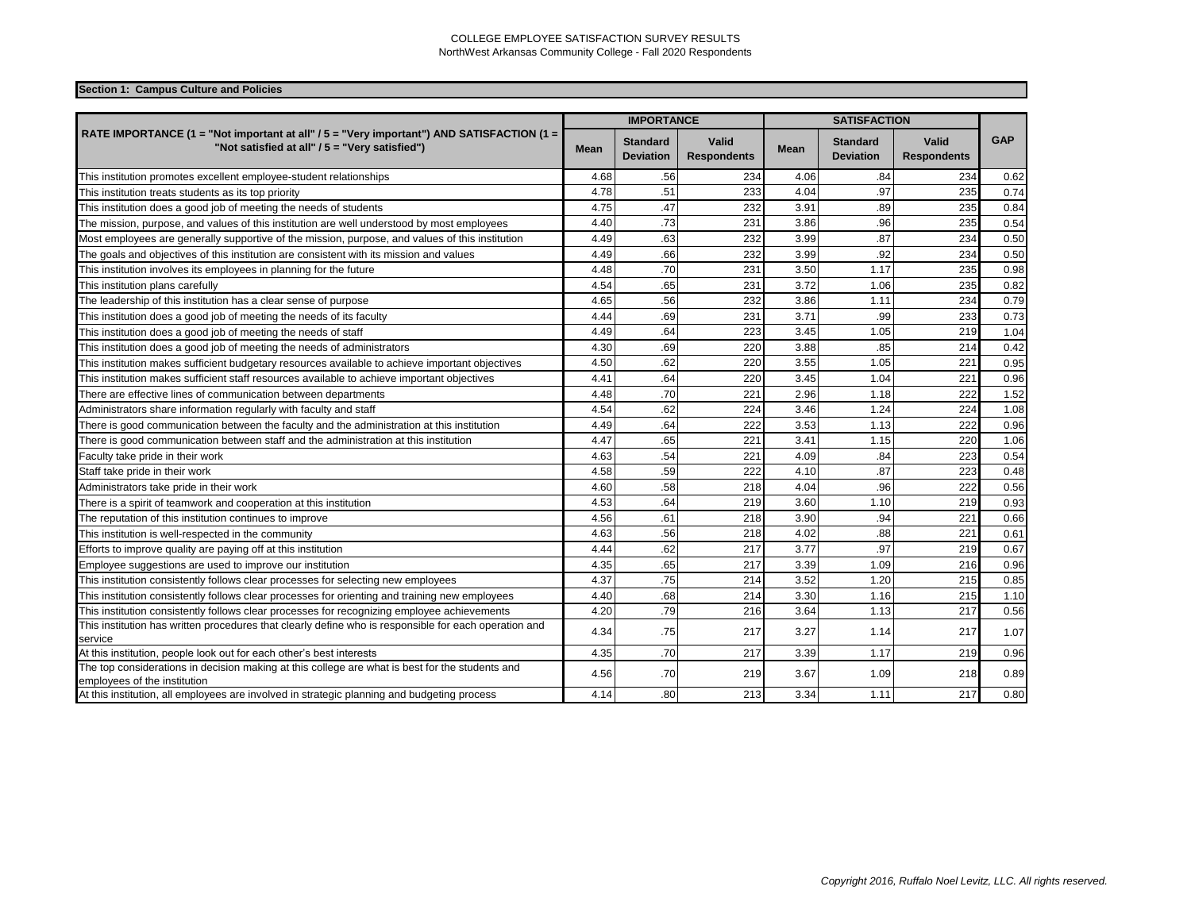COLLEGE EMPLOYEE SATISFACTION SURVEY RESULTS
NorthWest Arkansas Community College - Fall 2020 Respondents

**Section 1: Campus Culture and Policies**

| RATE IMPORTANCE (1 = "Not important at all" / 5 = "Very important") AND SATISFACTION (1 = "Not satisfied at all" / 5 = "Very satisfied") | IMPORTANCE | | | SATISFACTION | | | GAP |
|---|---|---|---|---|---|---|---|
| | Mean | Standard Deviation | Valid Respondents | Mean | Standard Deviation | Valid Respondents | |
| This institution promotes excellent employee-student relationships | 4.68 | .56 | 234 | 4.06 | .84 | 234 | 0.62 |
| This institution treats students as its top priority | 4.78 | .51 | 233 | 4.04 | .97 | 235 | 0.74 |
| This institution does a good job of meeting the needs of students | 4.75 | .47 | 232 | 3.91 | .89 | 235 | 0.84 |
| The mission, purpose, and values of this institution are well understood by most employees | 4.40 | .73 | 231 | 3.86 | .96 | 235 | 0.54 |
| Most employees are generally supportive of the mission, purpose, and values of this institution | 4.49 | .63 | 232 | 3.99 | .87 | 234 | 0.50 |
| The goals and objectives of this institution are consistent with its mission and values | 4.49 | .66 | 232 | 3.99 | .92 | 234 | 0.50 |
| This institution involves its employees in planning for the future | 4.48 | .70 | 231 | 3.50 | 1.17 | 235 | 0.98 |
| This institution plans carefully | 4.54 | .65 | 231 | 3.72 | 1.06 | 235 | 0.82 |
| The leadership of this institution has a clear sense of purpose | 4.65 | .56 | 232 | 3.86 | 1.11 | 234 | 0.79 |
| This institution does a good job of meeting the needs of its faculty | 4.44 | .69 | 231 | 3.71 | .99 | 233 | 0.73 |
| This institution does a good job of meeting the needs of staff | 4.49 | .64 | 223 | 3.45 | 1.05 | 219 | 1.04 |
| This institution does a good job of meeting the needs of administrators | 4.30 | .69 | 220 | 3.88 | .85 | 214 | 0.42 |
| This institution makes sufficient budgetary resources available to achieve important objectives | 4.50 | .62 | 220 | 3.55 | 1.05 | 221 | 0.95 |
| This institution makes sufficient staff resources available to achieve important objectives | 4.41 | .64 | 220 | 3.45 | 1.04 | 221 | 0.96 |
| There are effective lines of communication between departments | 4.48 | .70 | 221 | 2.96 | 1.18 | 222 | 1.52 |
| Administrators share information regularly with faculty and staff | 4.54 | .62 | 224 | 3.46 | 1.24 | 224 | 1.08 |
| There is good communication between the faculty and the administration at this institution | 4.49 | .64 | 222 | 3.53 | 1.13 | 222 | 0.96 |
| There is good communication between staff and the administration at this institution | 4.47 | .65 | 221 | 3.41 | 1.15 | 220 | 1.06 |
| Faculty take pride in their work | 4.63 | .54 | 221 | 4.09 | .84 | 223 | 0.54 |
| Staff take pride in their work | 4.58 | .59 | 222 | 4.10 | .87 | 223 | 0.48 |
| Administrators take pride in their work | 4.60 | .58 | 218 | 4.04 | .96 | 222 | 0.56 |
| There is a spirit of teamwork and cooperation at this institution | 4.53 | .64 | 219 | 3.60 | 1.10 | 219 | 0.93 |
| The reputation of this institution continues to improve | 4.56 | .61 | 218 | 3.90 | .94 | 221 | 0.66 |
| This institution is well-respected in the community | 4.63 | .56 | 218 | 4.02 | .88 | 221 | 0.61 |
| Efforts to improve quality are paying off at this institution | 4.44 | .62 | 217 | 3.77 | .97 | 219 | 0.67 |
| Employee suggestions are used to improve our institution | 4.35 | .65 | 217 | 3.39 | 1.09 | 216 | 0.96 |
| This institution consistently follows clear processes for selecting new employees | 4.37 | .75 | 214 | 3.52 | 1.20 | 215 | 0.85 |
| This institution consistently follows clear processes for orienting and training new employees | 4.40 | .68 | 214 | 3.30 | 1.16 | 215 | 1.10 |
| This institution consistently follows clear processes for recognizing employee achievements | 4.20 | .79 | 216 | 3.64 | 1.13 | 217 | 0.56 |
| This institution has written procedures that clearly define who is responsible for each operation and service | 4.34 | .75 | 217 | 3.27 | 1.14 | 217 | 1.07 |
| At this institution, people look out for each other's best interests | 4.35 | .70 | 217 | 3.39 | 1.17 | 219 | 0.96 |
| The top considerations in decision making at this college are what is best for the students and employees of the institution | 4.56 | .70 | 219 | 3.67 | 1.09 | 218 | 0.89 |
| At this institution, all employees are involved in strategic planning and budgeting process | 4.14 | .80 | 213 | 3.34 | 1.11 | 217 | 0.80 |

*Copyright 2016, Ruffalo Noel Levitz, LLC. All rights reserved.*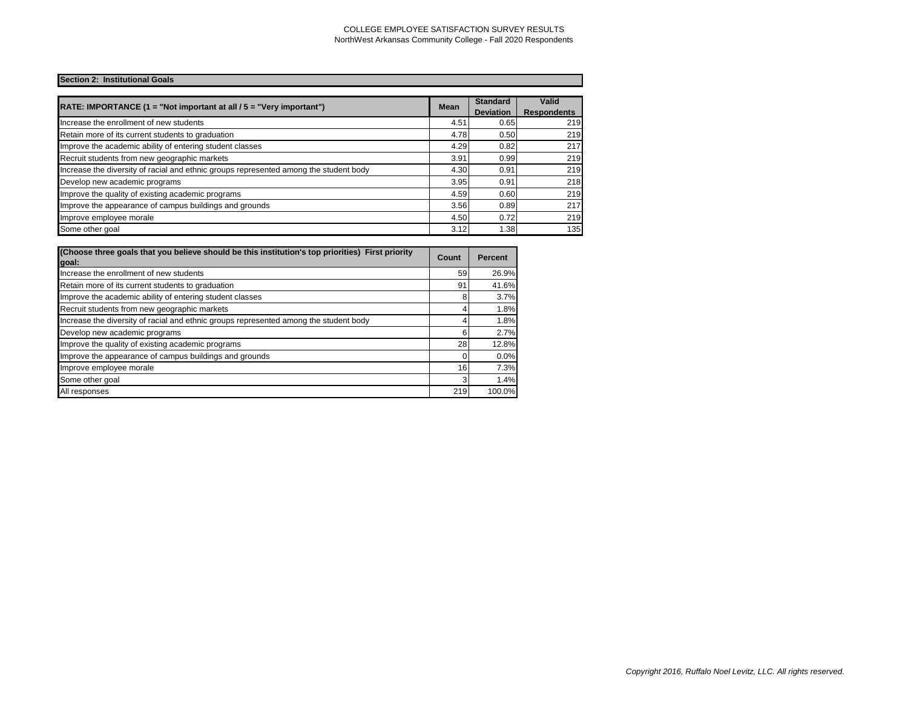## Section 2: Institutional Goals

| RATE: IMPORTANCE (1 = "Not important at all / 5 = "Very important") | Mean | Standard Deviation | Valid Respondents |
|---|---|---|---|
| Increase the enrollment of new students | 4.51 | 0.65 | 219 |
| Retain more of its current students to graduation | 4.78 | 0.50 | 219 |
| Improve the academic ability of entering student classes | 4.29 | 0.82 | 217 |
| Recruit students from new geographic markets | 3.91 | 0.99 | 219 |
| Increase the diversity of racial and ethnic groups represented among the student body | 4.30 | 0.91 | 219 |
| Develop new academic programs | 3.95 | 0.91 | 218 |
| Improve the quality of existing academic programs | 4.59 | 0.60 | 219 |
| Improve the appearance of campus buildings and grounds | 3.56 | 0.89 | 217 |
| Improve employee morale | 4.50 | 0.72 | 219 |
| Some other goal | 3.12 | 1.38 | 135 |

| (Choose three goals that you believe should be this institution's top priorities) First priority goal: | Count | Percent |
|---|---|---|
| Increase the enrollment of new students | 59 | 26.9% |
| Retain more of its current students to graduation | 91 | 41.6% |
| Improve the academic ability of entering student classes | 8 | 3.7% |
| Recruit students from new geographic markets | 4 | 1.8% |
| Increase the diversity of racial and ethnic groups represented among the student body | 4 | 1.8% |
| Develop new academic programs | 6 | 2.7% |
| Improve the quality of existing academic programs | 28 | 12.8% |
| Improve the appearance of campus buildings and grounds | 0 | 0.0% |
| Improve employee morale | 16 | 7.3% |
| Some other goal | 3 | 1.4% |
| All responses | 219 | 100.0% |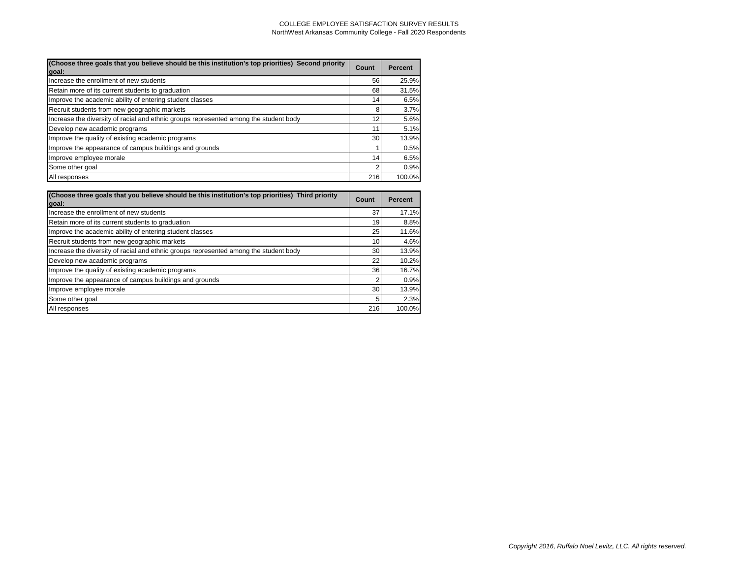| (Choose three goals that you believe should be this institution's top priorities) Second priority goal: | Count | Percent |
|---|---|---|
| Increase the enrollment of new students | 56 | 25.9% |
| Retain more of its current students to graduation | 68 | 31.5% |
| Improve the academic ability of entering student classes | 14 | 6.5% |
| Recruit students from new geographic markets | 8 | 3.7% |
| Increase the diversity of racial and ethnic groups represented among the student body | 12 | 5.6% |
| Develop new academic programs | 11 | 5.1% |
| Improve the quality of existing academic programs | 30 | 13.9% |
| Improve the appearance of campus buildings and grounds | 1 | 0.5% |
| Improve employee morale | 14 | 6.5% |
| Some other goal | 2 | 0.9% |
| All responses | 216 | 100.0% |

| (Choose three goals that you believe should be this institution's top priorities) Third priority goal: | Count | Percent |
|---|---|---|
| Increase the enrollment of new students | 37 | 17.1% |
| Retain more of its current students to graduation | 19 | 8.8% |
| Improve the academic ability of entering student classes | 25 | 11.6% |
| Recruit students from new geographic markets | 10 | 4.6% |
| Increase the diversity of racial and ethnic groups represented among the student body | 30 | 13.9% |
| Develop new academic programs | 22 | 10.2% |
| Improve the quality of existing academic programs | 36 | 16.7% |
| Improve the appearance of campus buildings and grounds | 2 | 0.9% |
| Improve employee morale | 30 | 13.9% |
| Some other goal | 5 | 2.3% |
| All responses | 216 | 100.0% |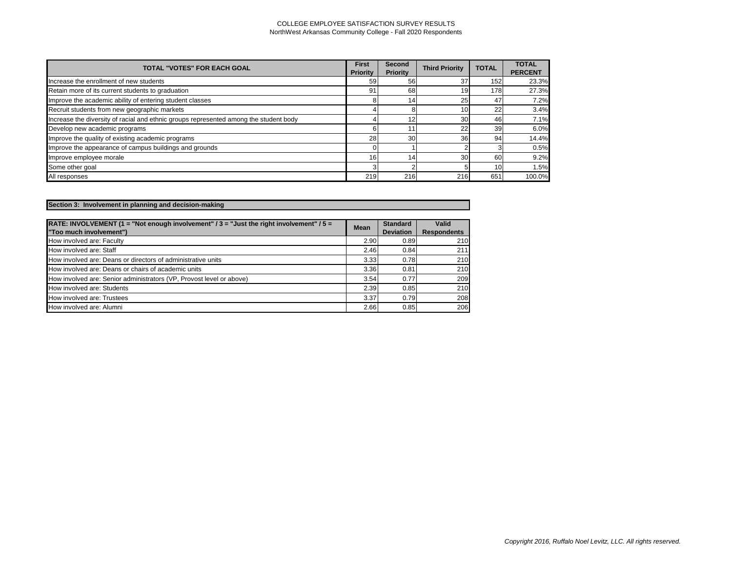| TOTAL "VOTES" FOR EACH GOAL | First Priority | Second Priority | Third Priority | TOTAL | TOTAL PERCENT |
|---|---|---|---|---|---|
| Increase the enrollment of new students | 59 | 56 | 37 | 152 | 23.3% |
| Retain more of its current students to graduation | 91 | 68 | 19 | 178 | 27.3% |
| Improve the academic ability of entering student classes | 8 | 14 | 25 | 47 | 7.2% |
| Recruit students from new geographic markets | 4 | 8 | 10 | 22 | 3.4% |
| Increase the diversity of racial and ethnic groups represented among the student body | 4 | 12 | 30 | 46 | 7.1% |
| Develop new academic programs | 6 | 11 | 22 | 39 | 6.0% |
| Improve the quality of existing academic programs | 28 | 30 | 36 | 94 | 14.4% |
| Improve the appearance of campus buildings and grounds | 0 | 1 | 2 | 3 | 0.5% |
| Improve employee morale | 16 | 14 | 30 | 60 | 9.2% |
| Some other goal | 3 | 2 | 5 | 10 | 1.5% |
| All responses | 219 | 216 | 216 | 651 | 100.0% |

## Section 3: Involvement in planning and decision-making

| RATE: INVOLVEMENT (1 = "Not enough involvement" / 3 = "Just the right involvement" / 5 = "Too much involvement") | Mean | Standard Deviation | Valid Respondents |
|---|---|---|---|
| How involved are: Faculty | 2.90 | 0.89 | 210 |
| How involved are: Staff | 2.46 | 0.84 | 211 |
| How involved are: Deans or directors of administrative units | 3.33 | 0.78 | 210 |
| How involved are: Deans or chairs of academic units | 3.36 | 0.81 | 210 |
| How involved are: Senior administrators (VP, Provost level or above) | 3.54 | 0.77 | 209 |
| How involved are: Students | 2.39 | 0.85 | 210 |
| How involved are: Trustees | 3.37 | 0.79 | 208 |
| How involved are: Alumni | 2.66 | 0.85 | 206 |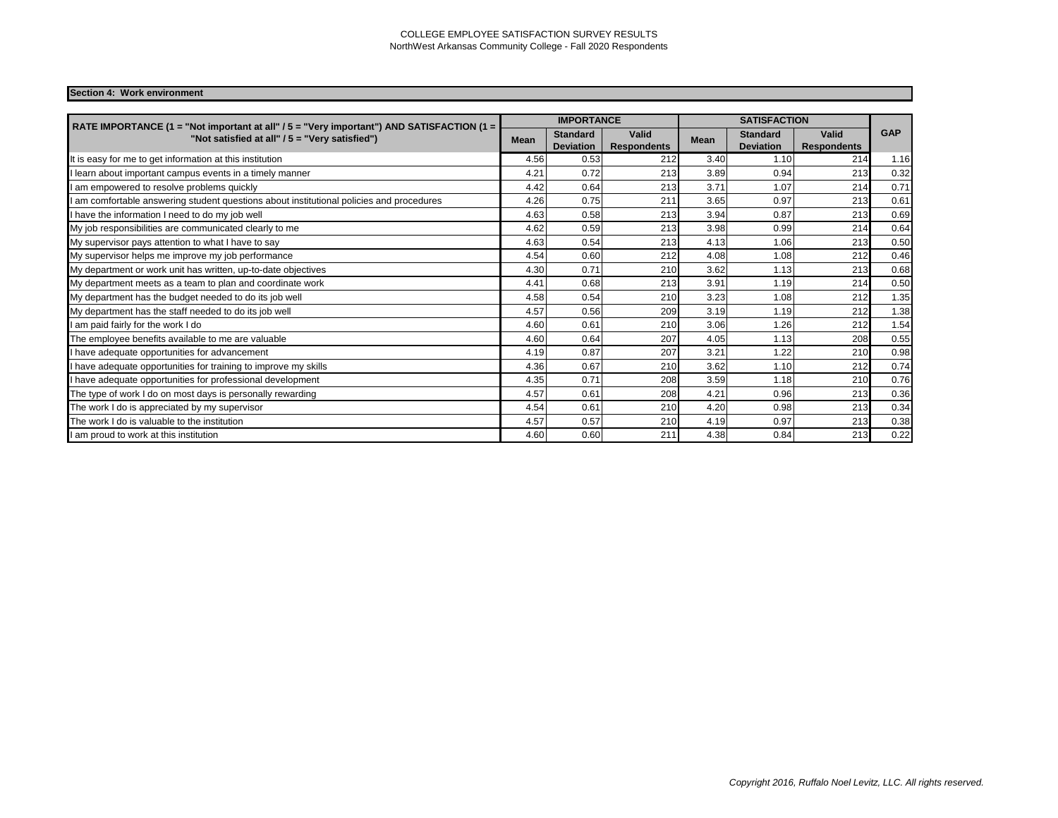COLLEGE EMPLOYEE SATISFACTION SURVEY RESULTS
NorthWest Arkansas Community College - Fall 2020 Respondents

**Section 4: Work environment**

| RATE IMPORTANCE (1 = "Not important at all" / 5 = "Very important") AND SATISFACTION (1 = "Not satisfied at all" / 5 = "Very satisfied") | IMPORTANCE | | | SATISFACTION | | | GAP |
|---|---|---|---|---|---|---|---|
| | Mean | Standard Deviation | Valid Respondents | Mean | Standard Deviation | Valid Respondents | |
| It is easy for me to get information at this institution | 4.56 | 0.53 | 212 | 3.40 | 1.10 | 214 | 1.16 |
| I learn about important campus events in a timely manner | 4.21 | 0.72 | 213 | 3.89 | 0.94 | 213 | 0.32 |
| I am empowered to resolve problems quickly | 4.42 | 0.64 | 213 | 3.71 | 1.07 | 214 | 0.71 |
| I am comfortable answering student questions about institutional policies and procedures | 4.26 | 0.75 | 211 | 3.65 | 0.97 | 213 | 0.61 |
| I have the information I need to do my job well | 4.63 | 0.58 | 213 | 3.94 | 0.87 | 213 | 0.69 |
| My job responsibilities are communicated clearly to me | 4.62 | 0.59 | 213 | 3.98 | 0.99 | 214 | 0.64 |
| My supervisor pays attention to what I have to say | 4.63 | 0.54 | 213 | 4.13 | 1.06 | 213 | 0.50 |
| My supervisor helps me improve my job performance | 4.54 | 0.60 | 212 | 4.08 | 1.08 | 212 | 0.46 |
| My department or work unit has written, up-to-date objectives | 4.30 | 0.71 | 210 | 3.62 | 1.13 | 213 | 0.68 |
| My department meets as a team to plan and coordinate work | 4.41 | 0.68 | 213 | 3.91 | 1.19 | 214 | 0.50 |
| My department has the budget needed to do its job well | 4.58 | 0.54 | 210 | 3.23 | 1.08 | 212 | 1.35 |
| My department has the staff needed to do its job well | 4.57 | 0.56 | 209 | 3.19 | 1.19 | 212 | 1.38 |
| I am paid fairly for the work I do | 4.60 | 0.61 | 210 | 3.06 | 1.26 | 212 | 1.54 |
| The employee benefits available to me are valuable | 4.60 | 0.64 | 207 | 4.05 | 1.13 | 208 | 0.55 |
| I have adequate opportunities for advancement | 4.19 | 0.87 | 207 | 3.21 | 1.22 | 210 | 0.98 |
| I have adequate opportunities for training to improve my skills | 4.36 | 0.67 | 210 | 3.62 | 1.10 | 212 | 0.74 |
| I have adequate opportunities for professional development | 4.35 | 0.71 | 208 | 3.59 | 1.18 | 210 | 0.76 |
| The type of work I do on most days is personally rewarding | 4.57 | 0.61 | 208 | 4.21 | 0.96 | 213 | 0.36 |
| The work I do is appreciated by my supervisor | 4.54 | 0.61 | 210 | 4.20 | 0.98 | 213 | 0.34 |
| The work I do is valuable to the institution | 4.57 | 0.57 | 210 | 4.19 | 0.97 | 213 | 0.38 |
| I am proud to work at this institution | 4.60 | 0.60 | 211 | 4.38 | 0.84 | 213 | 0.22 |

*Copyright 2016, Ruffalo Noel Levitz, LLC. All rights reserved.*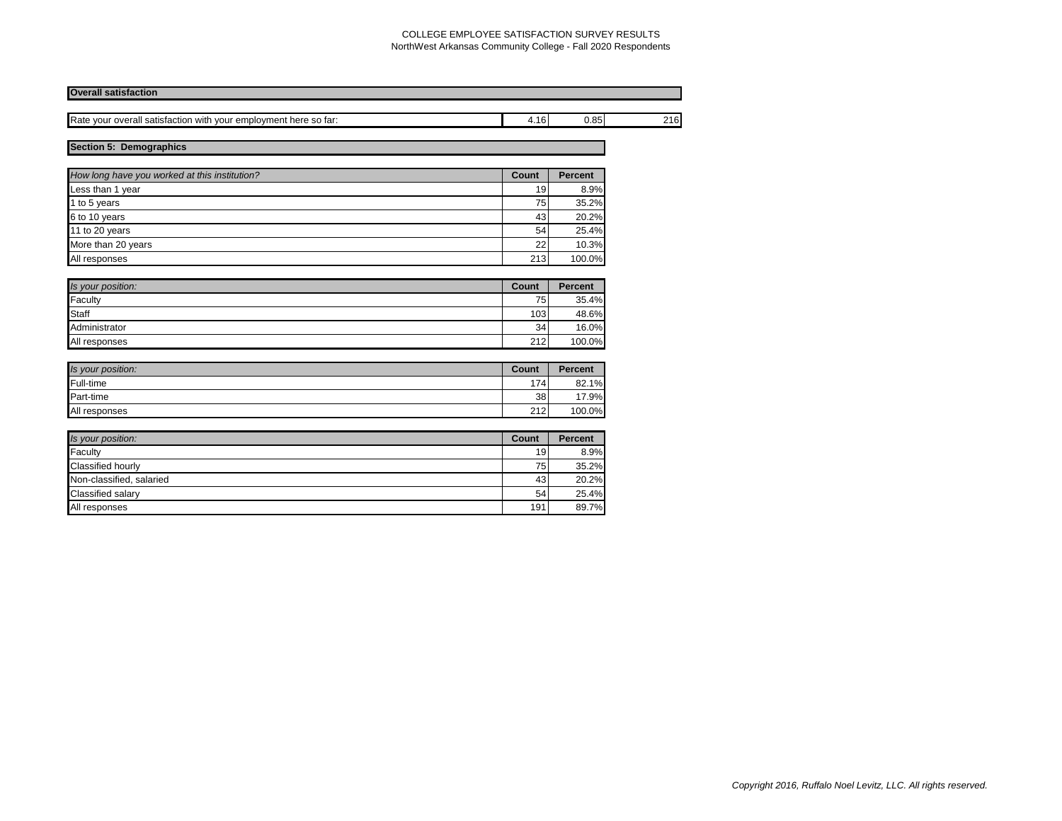COLLEGE EMPLOYEE SATISFACTION SURVEY RESULTS
NorthWest Arkansas Community College - Fall 2020 Respondents

**Overall satisfaction**

| | | | |
|---|---|---|---|
| Rate your overall satisfaction with your employment here so far: | 4.16 | 0.85 | 216 |

**Section 5: Demographics**

| *How long have you worked at this institution?* | Count | Percent |
|---|---|---|
| Less than 1 year | 19 | 8.9% |
| 1 to 5 years | 75 | 35.2% |
| 6 to 10 years | 43 | 20.2% |
| 11 to 20 years | 54 | 25.4% |
| More than 20 years | 22 | 10.3% |
| All responses | 213 | 100.0% |

| *Is your position:* | Count | Percent |
|---|---|---|
| Faculty | 75 | 35.4% |
| Staff | 103 | 48.6% |
| Administrator | 34 | 16.0% |
| All responses | 212 | 100.0% |

| *Is your position:* | Count | Percent |
|---|---|---|
| Full-time | 174 | 82.1% |
| Part-time | 38 | 17.9% |
| All responses | 212 | 100.0% |

| *Is your position:* | Count | Percent |
|---|---|---|
| Faculty | 19 | 8.9% |
| Classified hourly | 75 | 35.2% |
| Non-classified, salaried | 43 | 20.2% |
| Classified salary | 54 | 25.4% |
| All responses | 191 | 89.7% |

*Copyright 2016, Ruffalo Noel Levitz, LLC. All rights reserved.*